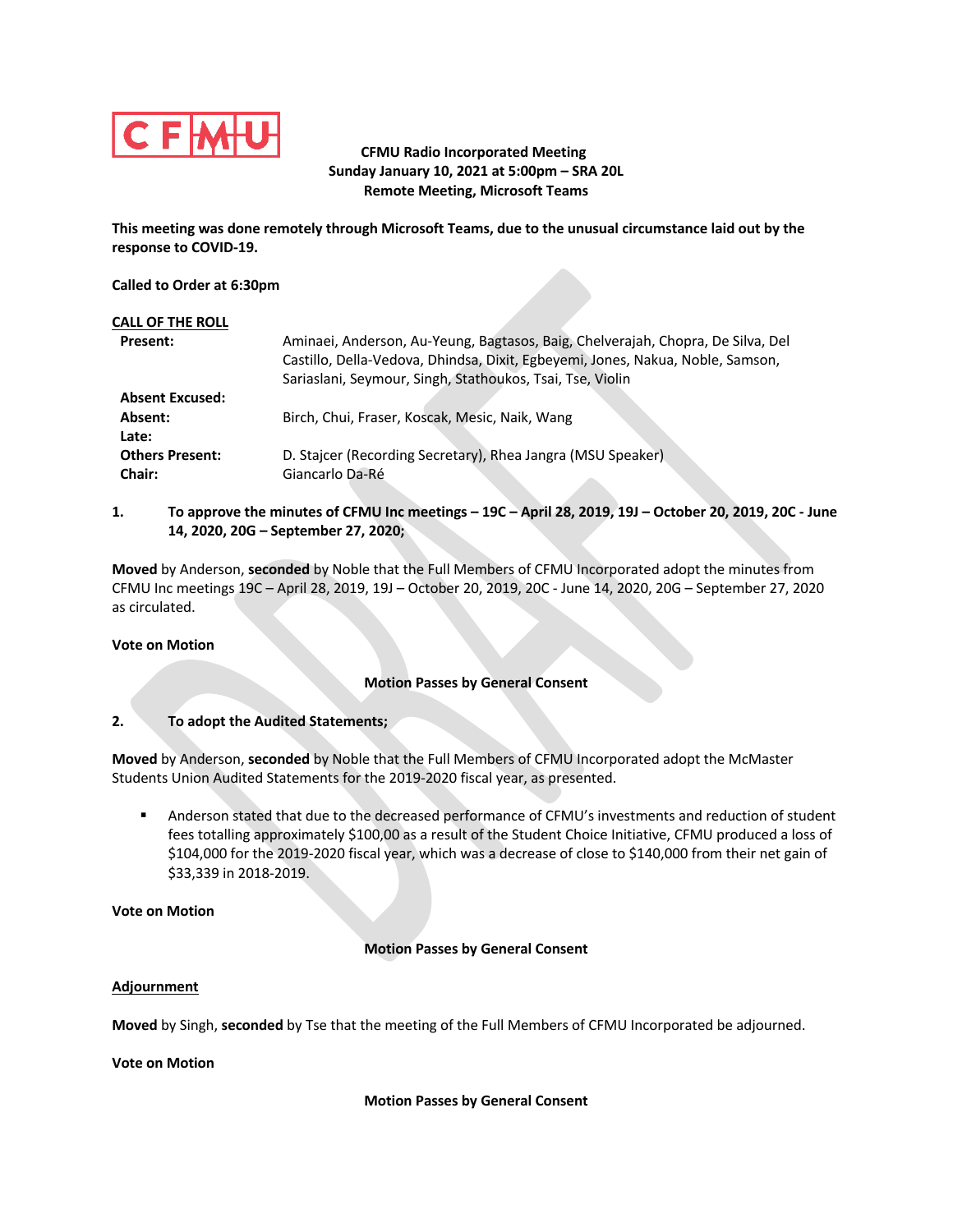**CFMU Radio Incorporated Meeting**
**Sunday January 10, 2021 at 5:00pm – SRA 20L**
**Remote Meeting, Microsoft Teams**

**This meeting was done remotely through Microsoft Teams, due to the unusual circumstance laid out by the response to COVID-19.**

**Called to Order at 6:30pm**

**CALL OF THE ROLL**

| | |
|---|---|
| **Present:** | Aminaei, Anderson, Au-Yeung, Bagtasos, Baig, Chelverajah, Chopra, De Silva, Del Castillo, Della-Vedova, Dhindsa, Dixit, Egbeyemi, Jones, Nakua, Noble, Samson, Sariaslani, Seymour, Singh, Stathoukos, Tsai, Tse, Violin |
| **Absent Excused:** | |
| **Absent:** | Birch, Chui, Fraser, Koscak, Mesic, Naik, Wang |
| **Late:** | |
| **Others Present:** | D. Stajcer (Recording Secretary), Rhea Jangra (MSU Speaker) |
| **Chair:** | Giancarlo Da-Ré |

**1. To approve the minutes of CFMU Inc meetings – 19C – April 28, 2019, 19J – October 20, 2019, 20C - June 14, 2020, 20G – September 27, 2020;**

**Moved** by Anderson, **seconded** by Noble that the Full Members of CFMU Incorporated adopt the minutes from CFMU Inc meetings 19C – April 28, 2019, 19J – October 20, 2019, 20C - June 14, 2020, 20G – September 27, 2020 as circulated.

**Vote on Motion**

**Motion Passes by General Consent**

**2. To adopt the Audited Statements;**

**Moved** by Anderson, **seconded** by Noble that the Full Members of CFMU Incorporated adopt the McMaster Students Union Audited Statements for the 2019-2020 fiscal year, as presented.

- Anderson stated that due to the decreased performance of CFMU's investments and reduction of student fees totalling approximately $100,00 as a result of the Student Choice Initiative, CFMU produced a loss of $104,000 for the 2019-2020 fiscal year, which was a decrease of close to $140,000 from their net gain of $33,339 in 2018-2019.

**Vote on Motion**

**Motion Passes by General Consent**

**Adjournment**

**Moved** by Singh, **seconded** by Tse that the meeting of the Full Members of CFMU Incorporated be adjourned.

**Vote on Motion**

**Motion Passes by General Consent**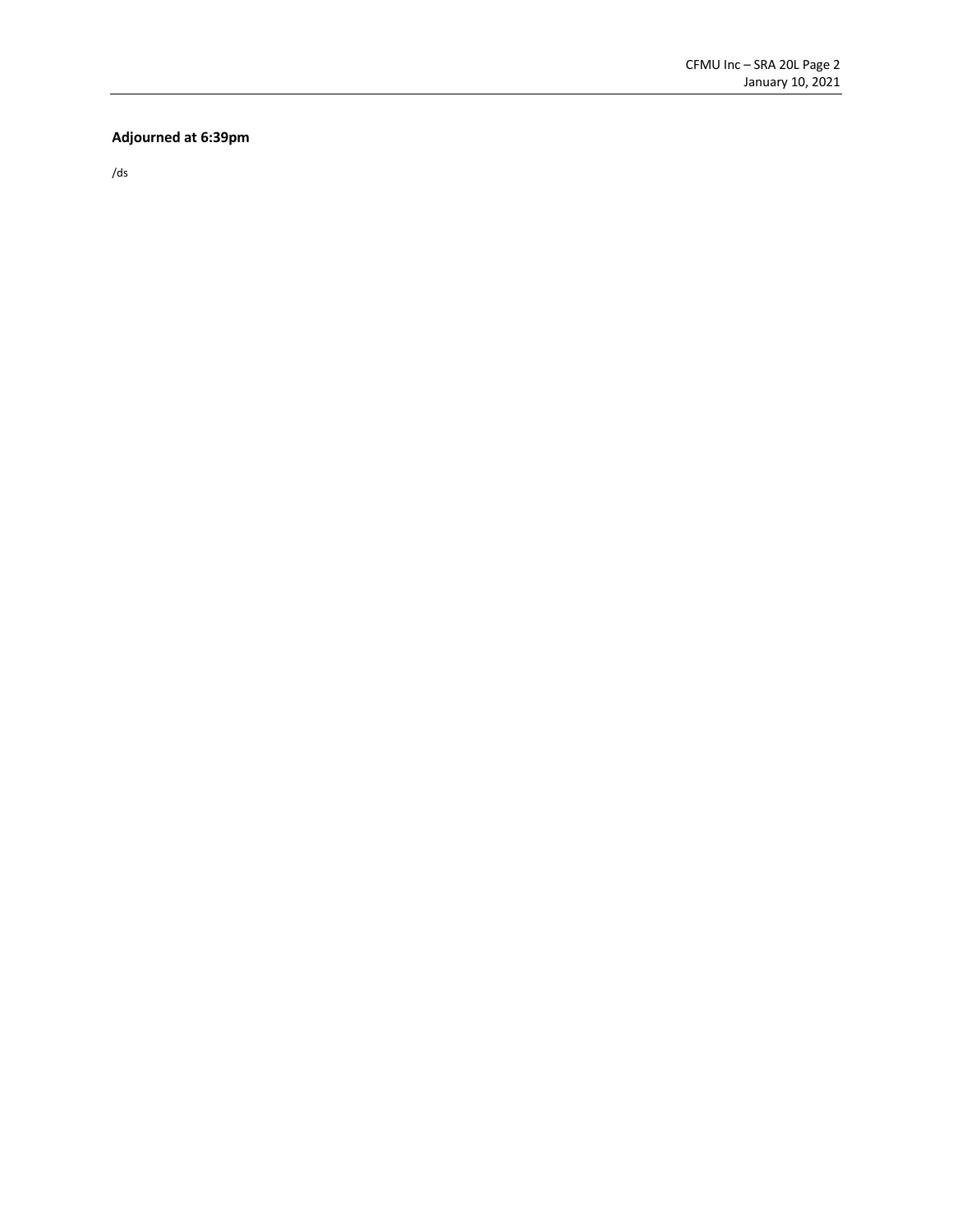**Adjourned at 6:39pm**

/ds